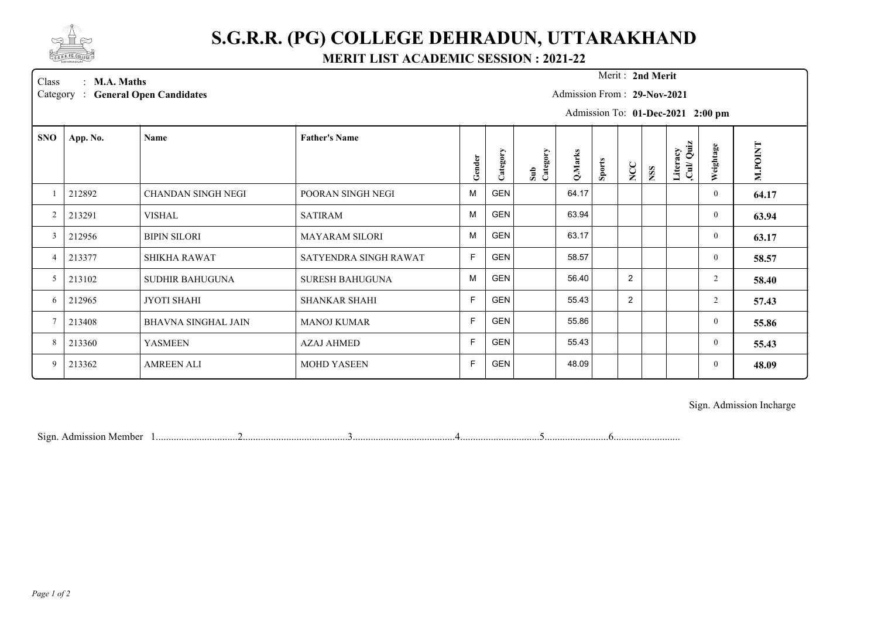# S.G.R.R. (PG) COLLEGE DEHRADUN, UTTARAKHAND

## MERIT LIST ACADEMIC SESSION : 2021-22

Class : **M.A. Maths**
Category : **General Open Candidates**

Merit : **2nd Merit**
Admission From : **29-Nov-2021**
Admission To: **01-Dec-2021 2:00 pm**

| SNO | App. No. | Name | Father's Name | Gender | Category | Sub Category | Q.Marks | Sports | NCC | NSS | Literacy ,Cul/ Quiz | Weightage | M.POINT |
|---|---|---|---|---|---|---|---|---|---|---|---|---|---|
| 1 | 212892 | CHANDAN SINGH NEGI | POORAN SINGH NEGI | M | GEN | | 64.17 | | | | | 0 | **64.17** |
| 2 | 213291 | VISHAL | SATIRAM | M | GEN | | 63.94 | | | | | 0 | **63.94** |
| 3 | 212956 | BIPIN SILORI | MAYARAM SILORI | M | GEN | | 63.17 | | | | | 0 | **63.17** |
| 4 | 213377 | SHIKHA RAWAT | SATYENDRA SINGH RAWAT | F | GEN | | 58.57 | | | | | 0 | **58.57** |
| 5 | 213102 | SUDHIR BAHUGUNA | SURESH BAHUGUNA | M | GEN | | 56.40 | | 2 | | | 2 | **58.40** |
| 6 | 212965 | JYOTI SHAHI | SHANKAR SHAHI | F | GEN | | 55.43 | | 2 | | | 2 | **57.43** |
| 7 | 213408 | BHAVNA SINGHAL JAIN | MANOJ KUMAR | F | GEN | | 55.86 | | | | | 0 | **55.86** |
| 8 | 213360 | YASMEEN | AZAJ AHMED | F | GEN | | 55.43 | | | | | 0 | **55.43** |
| 9 | 213362 | AMREEN ALI | MOHD YASEEN | F | GEN | | 48.09 | | | | | 0 | **48.09** |

Sign. Admission Incharge

Sign. Admission Member 1................................2..........................................3........................................4...............................5.........................6..........................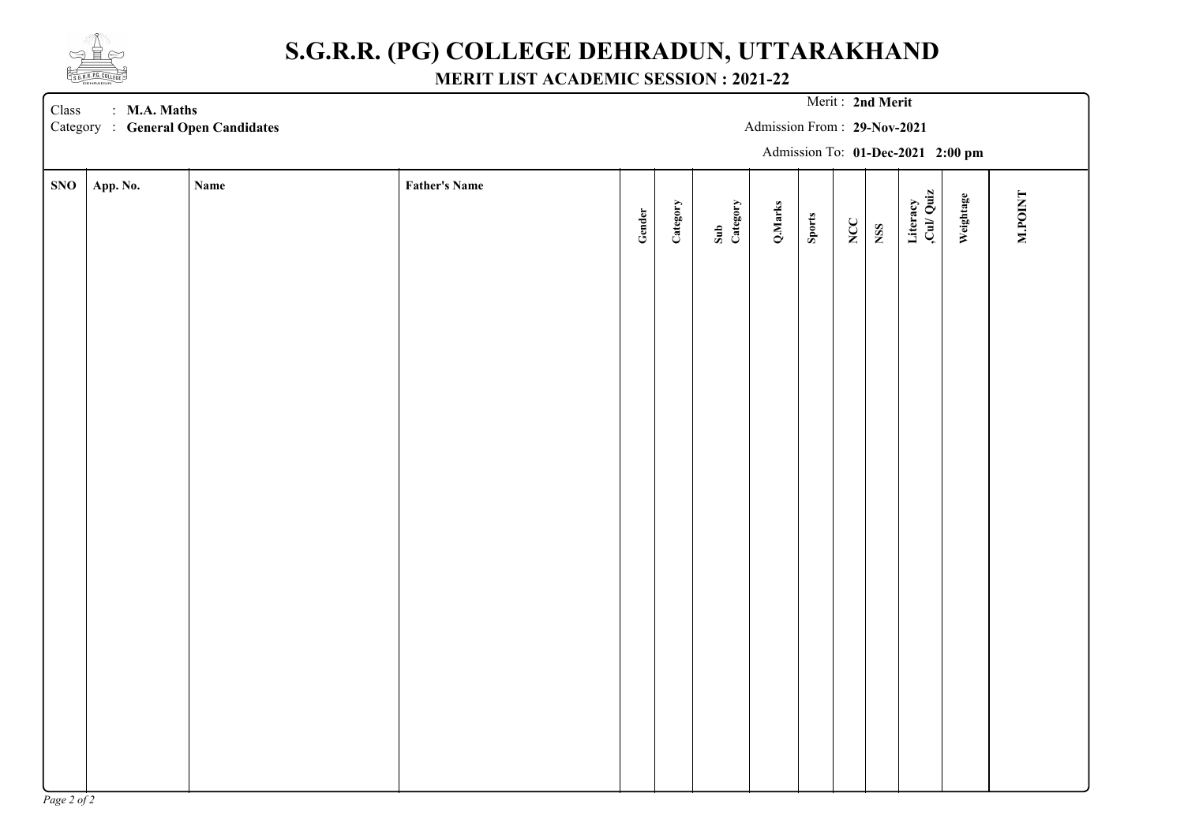# S.G.R.R. (PG) COLLEGE DEHRADUN, UTTARAKHAND

## MERIT LIST ACADEMIC SESSION : 2021-22

Class : **M.A. Maths**
Category : **General Open Candidates**

Merit : **2nd Merit**
Admission From : **29-Nov-2021**
Admission To: **01-Dec-2021 2:00 pm**

| SNO | App. No. | Name | Father's Name | Gender | Category | Sub Category | Q.Marks | Sports | NCC | NSS | Literacy ,Cul/ Quiz | Weightage | M.POINT |
|---|---|---|---|---|---|---|---|---|---|---|---|---|---|